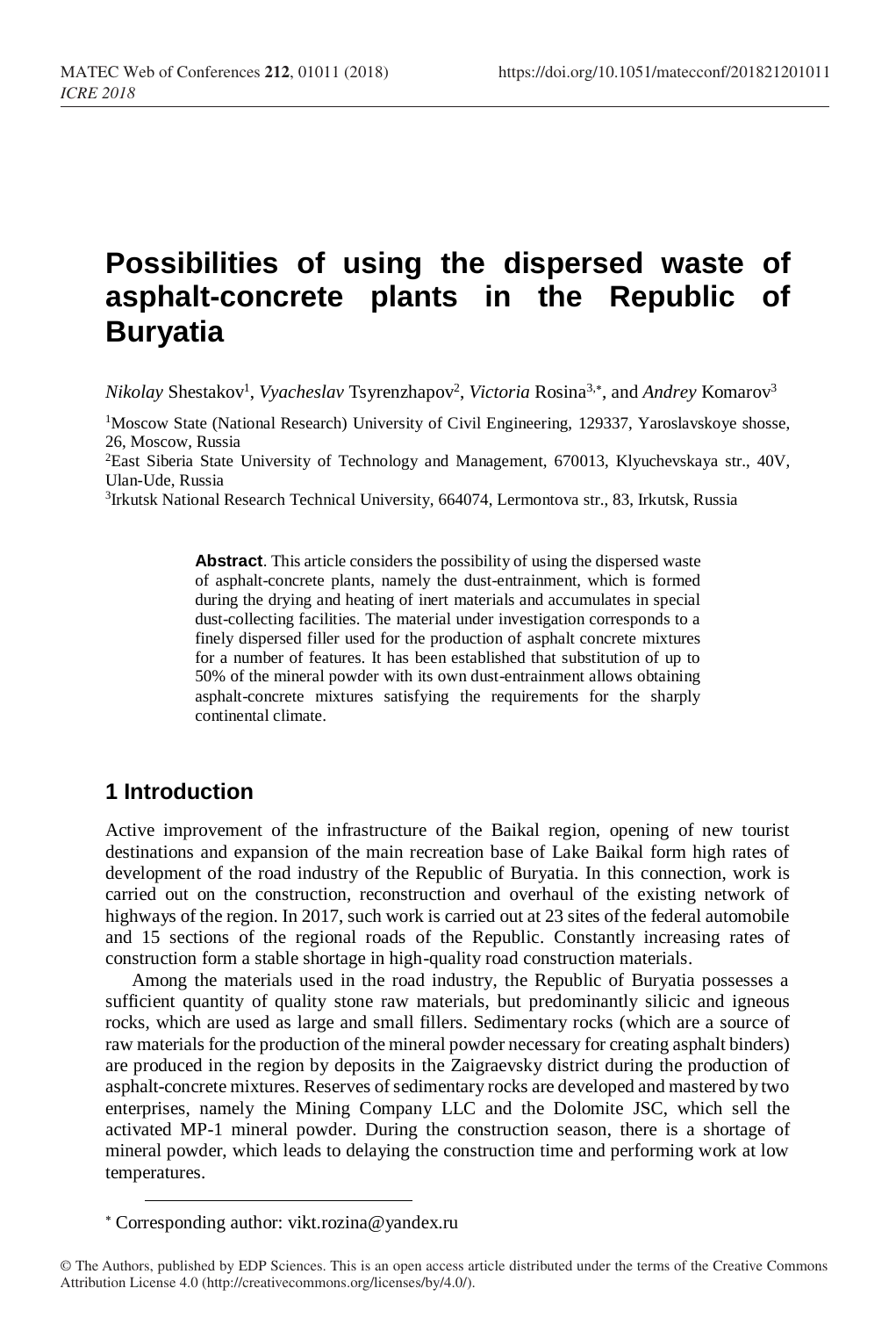# Possibilities of using the dispersed waste of asphalt-concrete plants in the Republic of Buryatia

*Nikolay* Shestakov[1], *Vyacheslav* Tsyrenzhapov[2], *Victoria* Rosina[3,*], and *Andrey* Komarov[3]

[1]Moscow State (National Research) University of Civil Engineering, 129337, Yaroslavskoye shosse, 26, Moscow, Russia

[2]East Siberia State University of Technology and Management, 670013, Klyuchevskaya str., 40V, Ulan-Ude, Russia

[3]Irkutsk National Research Technical University, 664074, Lermontova str., 83, Irkutsk, Russia

**Abstract**. This article considers the possibility of using the dispersed waste of asphalt-concrete plants, namely the dust-entrainment, which is formed during the drying and heating of inert materials and accumulates in special dust-collecting facilities. The material under investigation corresponds to a finely dispersed filler used for the production of asphalt concrete mixtures for a number of features. It has been established that substitution of up to 50% of the mineral powder with its own dust-entrainment allows obtaining asphalt-concrete mixtures satisfying the requirements for the sharply continental climate.

## 1 Introduction

Active improvement of the infrastructure of the Baikal region, opening of new tourist destinations and expansion of the main recreation base of Lake Baikal form high rates of development of the road industry of the Republic of Buryatia. In this connection, work is carried out on the construction, reconstruction and overhaul of the existing network of highways of the region. In 2017, such work is carried out at 23 sites of the federal automobile and 15 sections of the regional roads of the Republic. Constantly increasing rates of construction form a stable shortage in high-quality road construction materials.

Among the materials used in the road industry, the Republic of Buryatia possesses a sufficient quantity of quality stone raw materials, but predominantly silicic and igneous rocks, which are used as large and small fillers. Sedimentary rocks (which are a source of raw materials for the production of the mineral powder necessary for creating asphalt binders) are produced in the region by deposits in the Zaigraevsky district during the production of asphalt-concrete mixtures. Reserves of sedimentary rocks are developed and mastered by two enterprises, namely the Mining Company LLC and the Dolomite JSC, which sell the activated MP-1 mineral powder. During the construction season, there is a shortage of mineral powder, which leads to delaying the construction time and performing work at low temperatures.

[*] Corresponding author: vikt.rozina@yandex.ru

© The Authors, published by EDP Sciences. This is an open access article distributed under the terms of the Creative Commons Attribution License 4.0 (http://creativecommons.org/licenses/by/4.0/).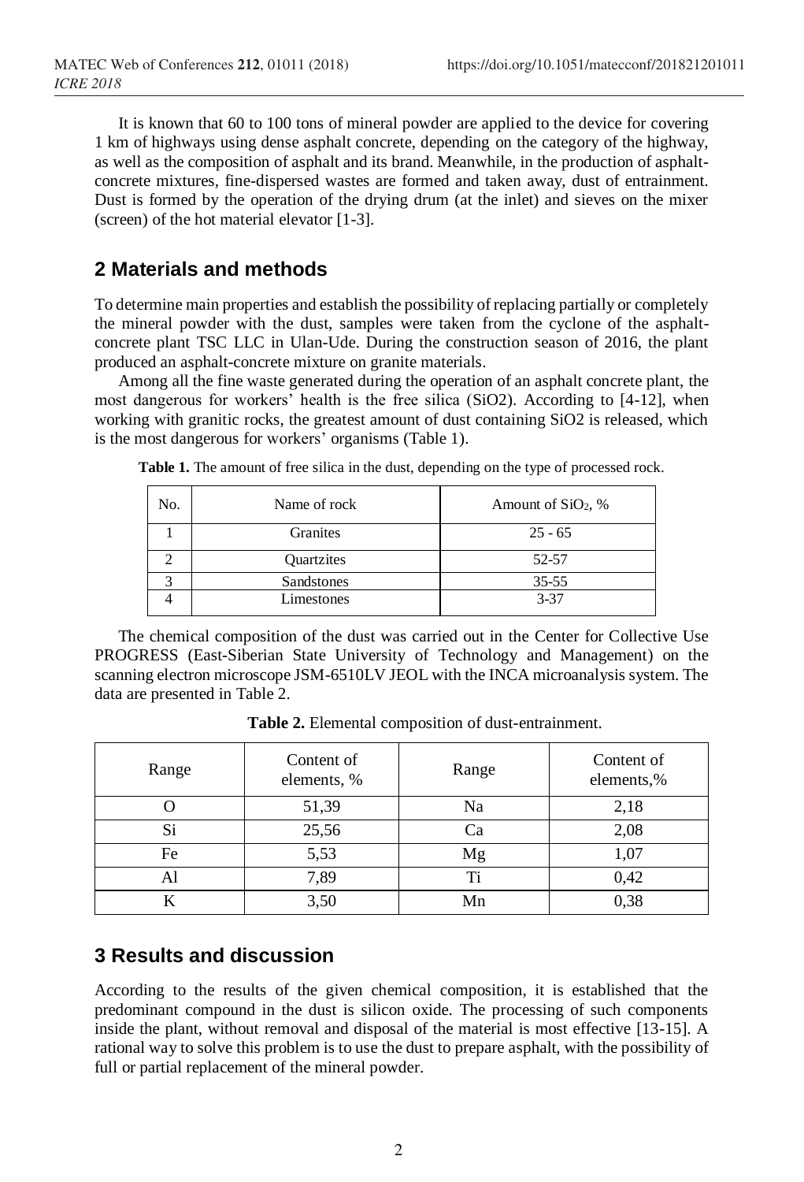It is known that 60 to 100 tons of mineral powder are applied to the device for covering 1 km of highways using dense asphalt concrete, depending on the category of the highway, as well as the composition of asphalt and its brand. Meanwhile, in the production of asphalt-concrete mixtures, fine-dispersed wastes are formed and taken away, dust of entrainment. Dust is formed by the operation of the drying drum (at the inlet) and sieves on the mixer (screen) of the hot material elevator [1-3].

## 2 Materials and methods

To determine main properties and establish the possibility of replacing partially or completely the mineral powder with the dust, samples were taken from the cyclone of the asphalt-concrete plant TSC LLC in Ulan-Ude. During the construction season of 2016, the plant produced an asphalt-concrete mixture on granite materials.

Among all the fine waste generated during the operation of an asphalt concrete plant, the most dangerous for workers' health is the free silica (SiO2). According to [4-12], when working with granitic rocks, the greatest amount of dust containing SiO2 is released, which is the most dangerous for workers' organisms (Table 1).

**Table 1.** The amount of free silica in the dust, depending on the type of processed rock.

| No. | Name of rock | Amount of $SiO_2$, % |
|---|---|---|
| 1 | Granites | 25 - 65 |
| 2 | Quartzites | 52-57 |
| 3 | Sandstones | 35-55 |
| 4 | Limestones | 3-37 |

The chemical composition of the dust was carried out in the Center for Collective Use PROGRESS (East-Siberian State University of Technology and Management) on the scanning electron microscope JSM-6510LV JEOL with the INCA microanalysis system. The data are presented in Table 2.

**Table 2.** Elemental composition of dust-entrainment.

| Range | Content of elements, % | Range | Content of elements,% |
|---|---|---|---|
| O | 51,39 | Na | 2,18 |
| Si | 25,56 | Ca | 2,08 |
| Fe | 5,53 | Mg | 1,07 |
| Al | 7,89 | Ti | 0,42 |
| K | 3,50 | Mn | 0,38 |

## 3 Results and discussion

According to the results of the given chemical composition, it is established that the predominant compound in the dust is silicon oxide. The processing of such components inside the plant, without removal and disposal of the material is most effective [13-15]. A rational way to solve this problem is to use the dust to prepare asphalt, with the possibility of full or partial replacement of the mineral powder.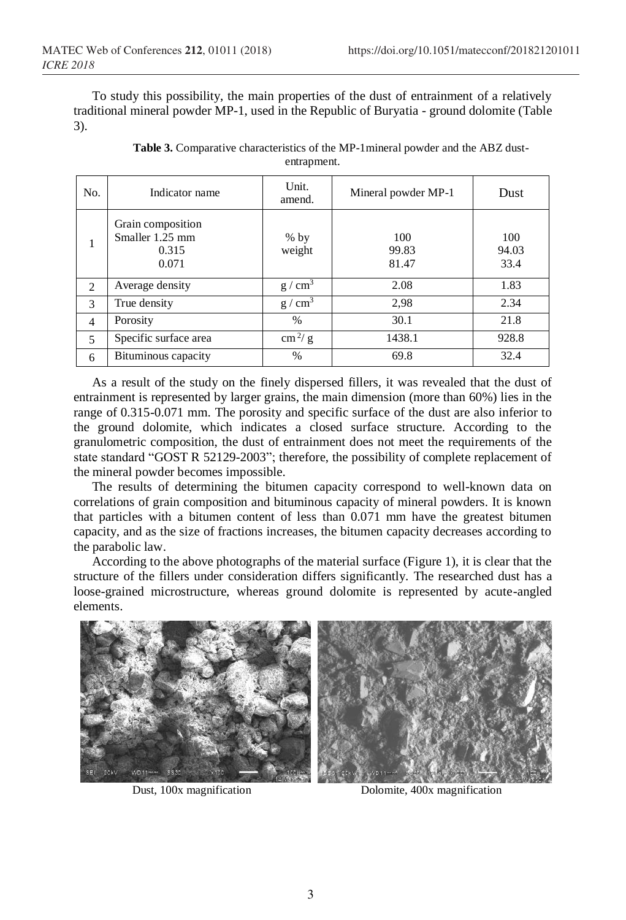To study this possibility, the main properties of the dust of entrainment of a relatively traditional mineral powder MP-1, used in the Republic of Buryatia - ground dolomite (Table 3).

**Table 3.** Comparative characteristics of the MP-1mineral powder and the ABZ dust-entrapment.

| No. | Indicator name | Unit. amend. | Mineral powder MP-1 | Dust |
|---|---|---|---|---|
| 1 | Grain composition<br>Smaller 1.25 mm<br>0.315<br>0.071 | % by weight | <br>100<br>99.83<br>81.47 | <br>100<br>94.03<br>33.4 |
| 2 | Average density | $g / cm^3$ | 2.08 | 1.83 |
| 3 | True density | $g / cm^3$ | 2,98 | 2.34 |
| 4 | Porosity | % | 30.1 | 21.8 |
| 5 | Specific surface area | $cm^2/ g$ | 1438.1 | 928.8 |
| 6 | Bituminous capacity | % | 69.8 | 32.4 |

As a result of the study on the finely dispersed fillers, it was revealed that the dust of entrainment is represented by larger grains, the main dimension (more than 60%) lies in the range of 0.315-0.071 mm. The porosity and specific surface of the dust are also inferior to the ground dolomite, which indicates a closed surface structure. According to the granulometric composition, the dust of entrainment does not meet the requirements of the state standard "GOST R 52129-2003"; therefore, the possibility of complete replacement of the mineral powder becomes impossible.

The results of determining the bitumen capacity correspond to well-known data on correlations of grain composition and bituminous capacity of mineral powders. It is known that particles with a bitumen content of less than 0.071 mm have the greatest bitumen capacity, and as the size of fractions increases, the bitumen capacity decreases according to the parabolic law.

According to the above photographs of the material surface (Figure 1), it is clear that the structure of the fillers under consideration differs significantly. The researched dust has a loose-grained microstructure, whereas ground dolomite is represented by acute-angled elements.

Dust, 100x magnification

Dolomite, 400x magnification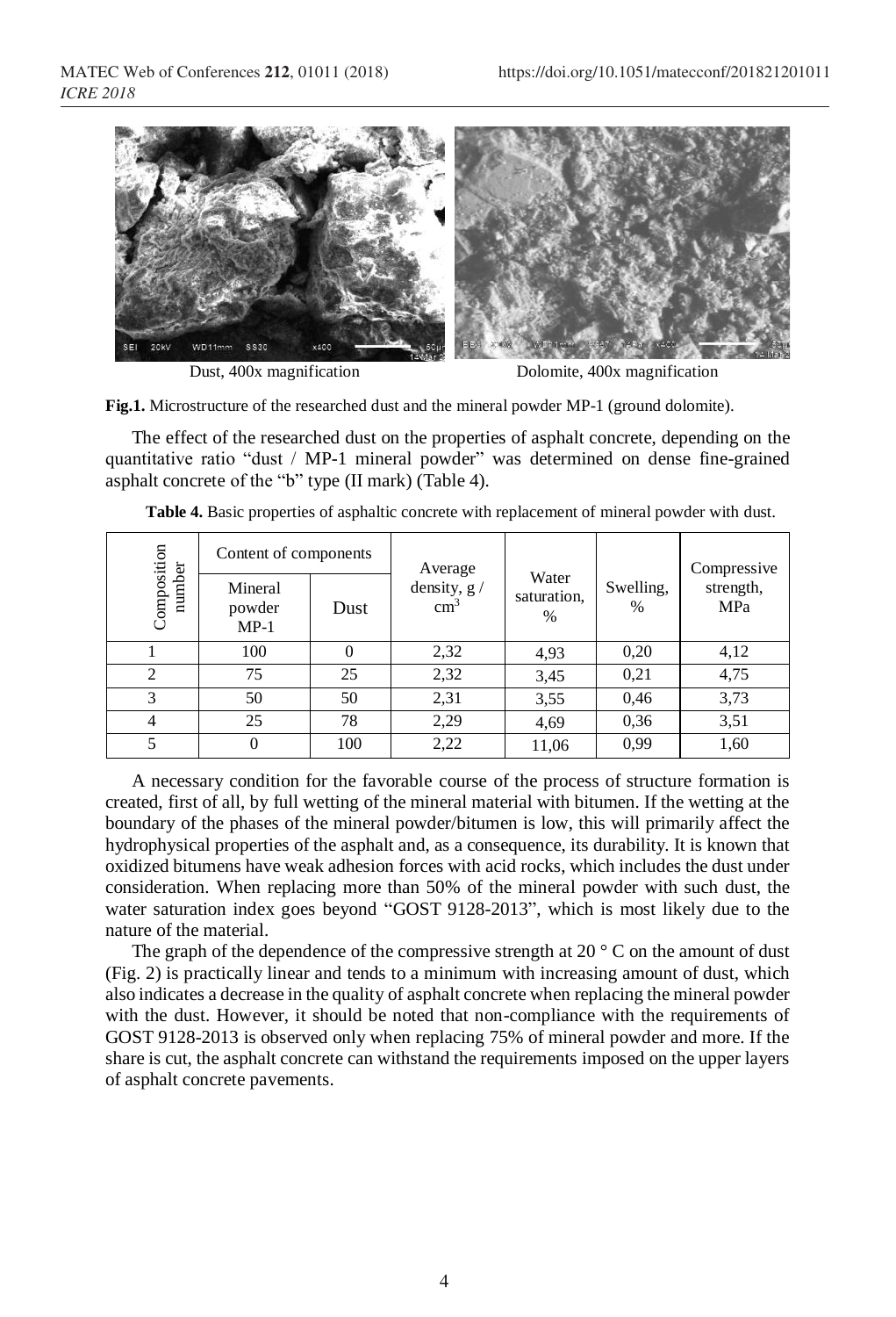Dust, 400x magnification

Dolomite, 400x magnification

**Fig.1.** Microstructure of the researched dust and the mineral powder MP-1 (ground dolomite).

The effect of the researched dust on the properties of asphalt concrete, depending on the quantitative ratio "dust / MP-1 mineral powder" was determined on dense fine-grained asphalt concrete of the "b" type (II mark) (Table 4).

**Table 4.** Basic properties of asphaltic concrete with replacement of mineral powder with dust.

| Composition number | Content of components | | Average density, g / cm$^3$ | Water saturation, % | Swelling, % | Compressive strength, MPa |
|---|---|---|---|---|---|---|
| | Mineral powder MP-1 | Dust | | | | |
| 1 | 100 | 0 | 2,32 | 4,93 | 0,20 | 4,12 |
| 2 | 75 | 25 | 2,32 | 3,45 | 0,21 | 4,75 |
| 3 | 50 | 50 | 2,31 | 3,55 | 0,46 | 3,73 |
| 4 | 25 | 78 | 2,29 | 4,69 | 0,36 | 3,51 |
| 5 | 0 | 100 | 2,22 | 11,06 | 0,99 | 1,60 |

A necessary condition for the favorable course of the process of structure formation is created, first of all, by full wetting of the mineral material with bitumen. If the wetting at the boundary of the phases of the mineral powder/bitumen is low, this will primarily affect the hydrophysical properties of the asphalt and, as a consequence, its durability. It is known that oxidized bitumens have weak adhesion forces with acid rocks, which includes the dust under consideration. When replacing more than 50% of the mineral powder with such dust, the water saturation index goes beyond "GOST 9128-2013", which is most likely due to the nature of the material.

The graph of the dependence of the compressive strength at 20 ° C on the amount of dust (Fig. 2) is practically linear and tends to a minimum with increasing amount of dust, which also indicates a decrease in the quality of asphalt concrete when replacing the mineral powder with the dust. However, it should be noted that non-compliance with the requirements of GOST 9128-2013 is observed only when replacing 75% of mineral powder and more. If the share is cut, the asphalt concrete can withstand the requirements imposed on the upper layers of asphalt concrete pavements.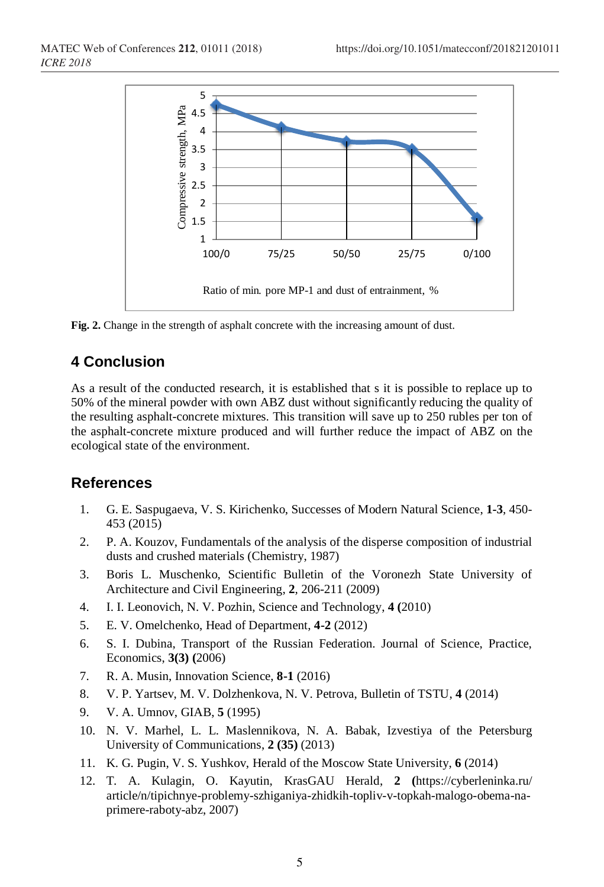**Fig. 2.** Change in the strength of asphalt concrete with the increasing amount of dust.

## 4 Conclusion

As a result of the conducted research, it is established that s it is possible to replace up to 50% of the mineral powder with own ABZ dust without significantly reducing the quality of the resulting asphalt-concrete mixtures. This transition will save up to 250 rubles per ton of the asphalt-concrete mixture produced and will further reduce the impact of ABZ on the ecological state of the environment.

## References

1. G. E. Saspugaeva, V. S. Kirichenko, Successes of Modern Natural Science, **1-3**, 450-453 (2015)
2. P. A. Kouzov, Fundamentals of the analysis of the disperse composition of industrial dusts and crushed materials (Chemistry, 1987)
3. Boris L. Muschenko, Scientific Bulletin of the Voronezh State University of Architecture and Civil Engineering, **2**, 206-211 (2009)
4. I. I. Leonovich, N. V. Pozhin, Science and Technology, **4 (**2010)
5. E. V. Omelchenko, Head of Department, **4-2** (2012)
6. S. I. Dubina, Transport of the Russian Federation. Journal of Science, Practice, Economics, **3(3) (**2006)
7. R. A. Musin, Innovation Science, **8-1** (2016)
8. V. P. Yartsev, M. V. Dolzhenkova, N. V. Petrova, Bulletin of TSTU, **4** (2014)
9. V. A. Umnov, GIAB, **5** (1995)
10. N. V. Marhel, L. L. Maslennikova, N. A. Babak, Izvestiya of the Petersburg University of Communications, **2 (35)** (2013)
11. K. G. Pugin, V. S. Yushkov, Herald of the Moscow State University, **6** (2014)
12. T. A. Kulagin, O. Kayutin, KrasGAU Herald, **2 (**https://cyberleninka.ru/article/n/tipichnye-problemy-szhiganiya-zhidkih-topliv-v-topkah-malogo-obema-na-primere-raboty-abz, 2007)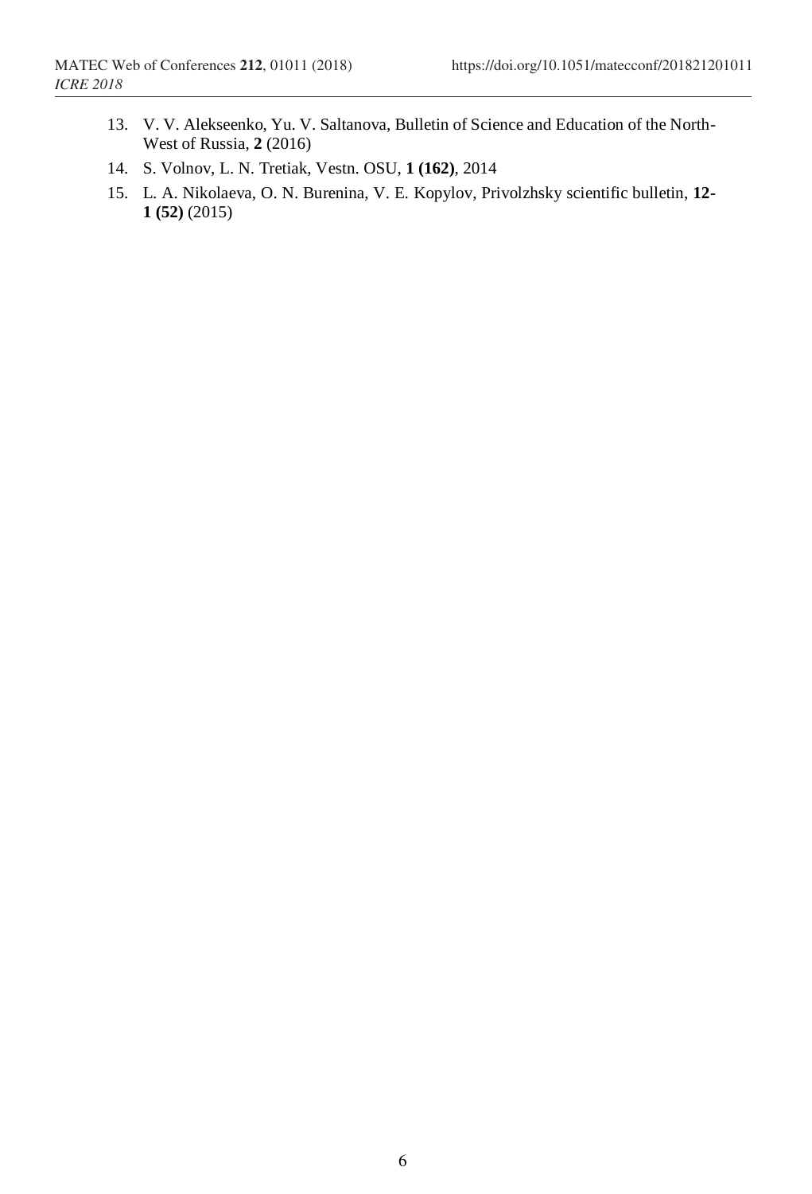13. V. V. Alekseenko, Yu. V. Saltanova, Bulletin of Science and Education of the North-West of Russia, **2** (2016)
14. S. Volnov, L. N. Tretiak, Vestn. OSU, **1 (162)**, 2014
15. L. A. Nikolaeva, O. N. Burenina, V. E. Kopylov, Privolzhsky scientific bulletin, **12-1 (52)** (2015)